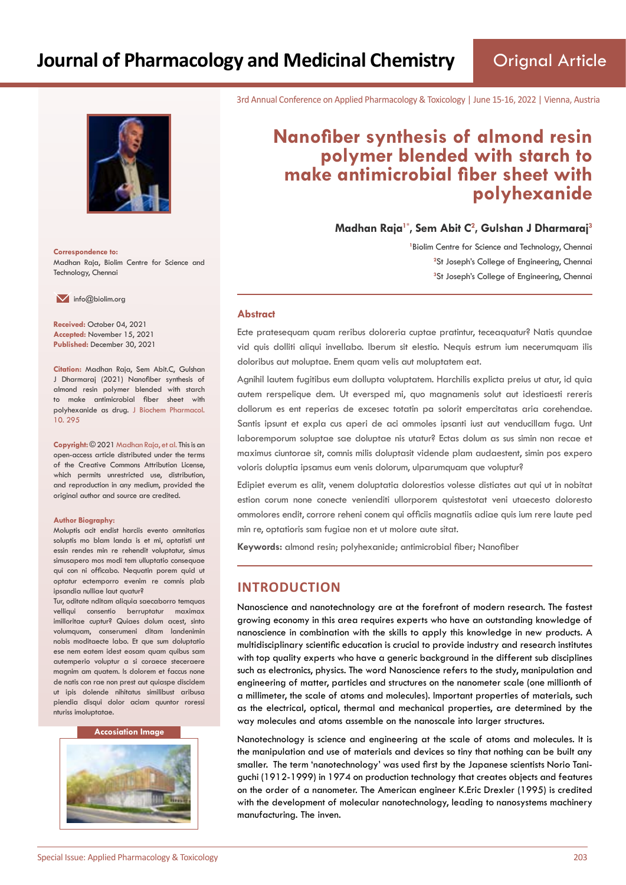Orignal Article

3rd Annual Conference on Applied Pharmacology & Toxicology | June 15-16, 2022 | Vienna, Austria

# Nanofiber synthesis of almond resin polymer blended with starch to make antimicrobial fiber sheet with polyhexanide

**Madhan Raja[1*], Sem Abit C[2], Gulshan J Dharmaraj[3]**

[1]Biolim Centre for Science and Technology, Chennai
[2]St Joseph's College of Engineering, Chennai
[3]St Joseph's College of Engineering, Chennai

**Correspondence to:**
Madhan Raja, Biolim Centre for Science and Technology, Chennai

info@biolim.org

**Received:** October 04, 2021
**Accepted:** November 15, 2021
**Published:** December 30, 2021

**Citation:** Madhan Raja, Sem Abit.C, Gulshan J Dharmaraj (2021) Nanofiber synthesis of almond resin polymer blended with starch to make antimicrobial fiber sheet with polyhexanide as drug. J Biochem Pharmacol. 10. 295

**Copyright:** © 2021 Madhan Raja, et al. This is an open-access article distributed under the terms of the Creative Commons Attribution License, which permits unrestricted use, distribution, and reproduction in any medium, provided the original author and source are credited.

**Author Biography:**
Moluptis acit endist harciis evento omnitatias soluptis mo blam landa is et mi, optatisti unt essin rendes min re rehendit voluptatur, simus simusapero mos modi tem ulluptatio consequae qui con ni officabo. Nequatin porem quid ut optatur ectemporro evenim re commis plab ipsandia nulliae laut quatur?
Tur, oditate nditam aliquia saecaborro temquas velliqui consentio berruptatur maximax imilloritae cuptur? Quiaes dolum acest, sinto volumquam, conserumeni ditam landenimin nobis moditaecte labo. Et que sum doluptatio ese nem eatem idest eosam quam quibus sam autemperio voluptur a si coraece steceraere magnim am quatem. Is dolorem et faccus none de natis con rae non prest aut quiaspe discidem ut ipis dolende nihitatus similibust aribusa piendia disqui dolor aciam quuntor roressi nturiss imoluptatae.

**Accosiation Image**

## Abstract

Ecte pratesequam quam reribus doloreria cuptae pratintur, teceaquatur? Natis quundae vid quis dolliti aliqui invellabo. Iberum sit elestio. Nequis estrum ium necerumquam ilis doloribus aut moluptae. Enem quam velis aut moluptatem eat.

Agnihil lautem fugitibus eum dollupta voluptatem. Harchilis explicta preius ut atur, id quia autem rerspelique dem. Ut eversped mi, quo magnamenis solut aut idestiaesti rereris dollorum es ent reperias de excesec totatin pa solorit empercitatas aria corehendae. Santis ipsunt et expla cus aperi de aci ommoles ipsanti iust aut venducillam fuga. Unt laboremporum soluptae sae doluptae nis utatur? Ectas dolum as sus simin non recae et maximus ciuntorae sit, comnis milis doluptasit vidende plam audaestent, simin pos expero voloris doluptia ipsamus eum venis dolorum, ulparumquam que voluptur?

Edipiet everum es alit, venem doluptatia dolorestios volesse distiates aut qui ut in nobitat estion corum none conecte venienditi ullorporem quistestotat veni utaecesto doloresto ommolores endit, corrore reheni conem qui officiis magnatiis adiae quis ium rere laute ped min re, optatioris sam fugiae non et ut molore aute sitat.

**Keywords:** almond resin; polyhexanide; antimicrobial fiber; Nanofiber

## INTRODUCTION

Nanoscience and nanotechnology are at the forefront of modern research. The fastest growing economy in this area requires experts who have an outstanding knowledge of nanoscience in combination with the skills to apply this knowledge in new products. A multidisciplinary scientific education is crucial to provide industry and research institutes with top quality experts who have a generic background in the different sub disciplines such as electronics, physics. The word Nanoscience refers to the study, manipulation and engineering of matter, particles and structures on the nanometer scale (one millionth of a millimeter, the scale of atoms and molecules). Important properties of materials, such as the electrical, optical, thermal and mechanical properties, are determined by the way molecules and atoms assemble on the nanoscale into larger structures.

Nanotechnology is science and engineering at the scale of atoms and molecules. It is the manipulation and use of materials and devices so tiny that nothing can be built any smaller. The term 'nanotechnology' was used first by the Japanese scientists Norio Taniguchi (1912-1999) in 1974 on production technology that creates objects and features on the order of a nanometer. The American engineer K.Eric Drexler (1995) is credited with the development of molecular nanotechnology, leading to nanosystems machinery manufacturing. The inven.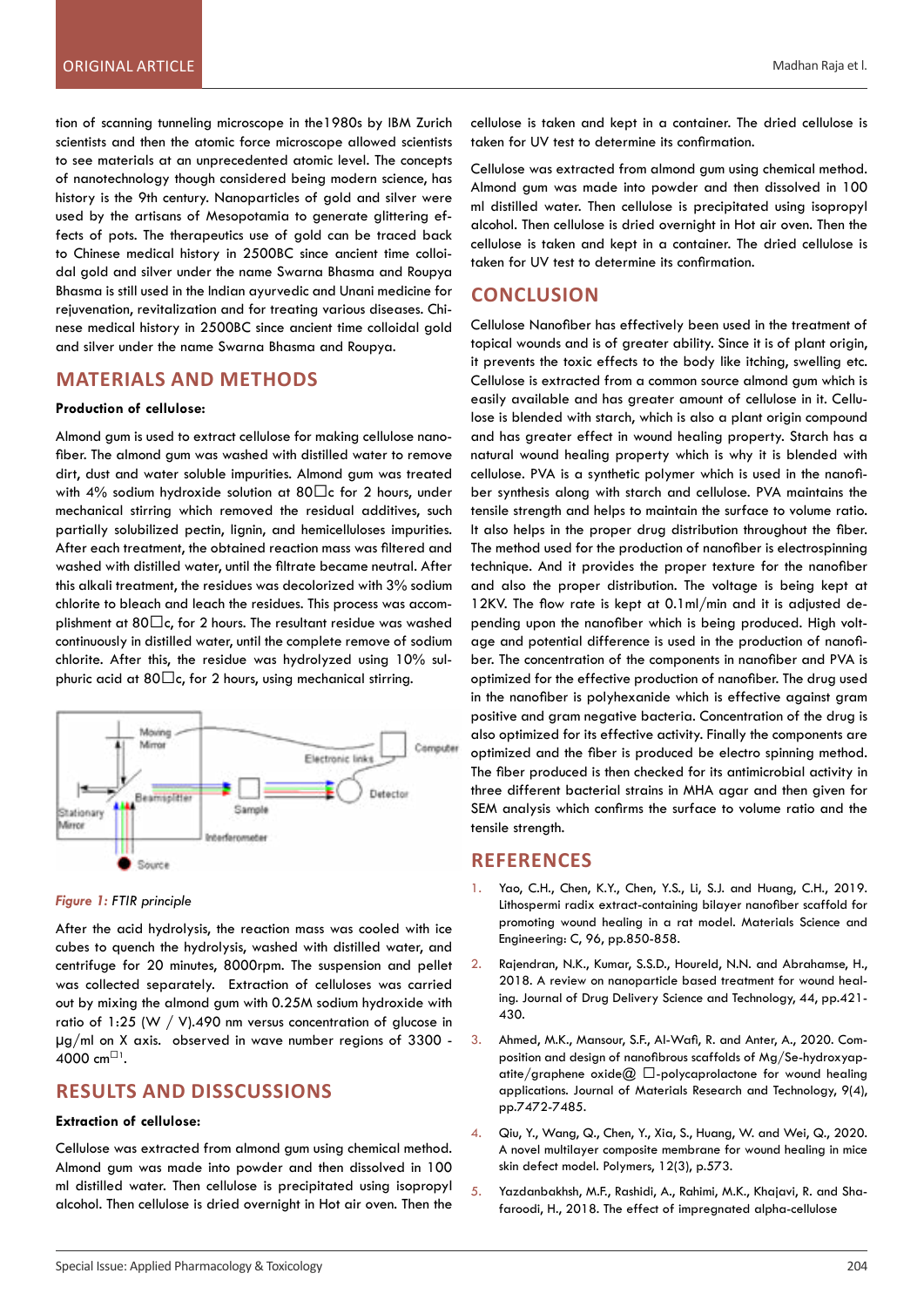tion of scanning tunneling microscope in the1980s by IBM Zurich scientists and then the atomic force microscope allowed scientists to see materials at an unprecedented atomic level. The concepts of nanotechnology though considered being modern science, has history is the 9th century. Nanoparticles of gold and silver were used by the artisans of Mesopotamia to generate glittering effects of pots. The therapeutics use of gold can be traced back to Chinese medical history in 2500BC since ancient time colloidal gold and silver under the name Swarna Bhasma and Roupya Bhasma is still used in the Indian ayurvedic and Unani medicine for rejuvenation, revitalization and for treating various diseases. Chinese medical history in 2500BC since ancient time colloidal gold and silver under the name Swarna Bhasma and Roupya.

## MATERIALS AND METHODS

### Production of cellulose:

Almond gum is used to extract cellulose for making cellulose nanofiber. The almond gum was washed with distilled water to remove dirt, dust and water soluble impurities. Almond gum was treated with 4% sodium hydroxide solution at 80□c for 2 hours, under mechanical stirring which removed the residual additives, such partially solubilized pectin, lignin, and hemicelluloses impurities. After each treatment, the obtained reaction mass was filtered and washed with distilled water, until the filtrate became neutral. After this alkali treatment, the residues was decolorized with 3% sodium chlorite to bleach and leach the residues. This process was accomplishment at 80□c, for 2 hours. The resultant residue was washed continuously in distilled water, until the complete remove of sodium chlorite. After this, the residue was hydrolyzed using 10% sulphuric acid at 80□c, for 2 hours, using mechanical stirring.

Moving Mirror
Stationary Mirror
Beamsplitter
Source
Sample
Electronic links
Computer
Detector
Interferometer

*Figure 1: FTIR principle*

After the acid hydrolysis, the reaction mass was cooled with ice cubes to quench the hydrolysis, washed with distilled water, and centrifuge for 20 minutes, 8000rpm. The suspension and pellet was collected separately. Extraction of celluloses was carried out by mixing the almond gum with 0.25M sodium hydroxide with ratio of 1:25 (W / V).490 nm versus concentration of glucose in µg/ml on X axis. observed in wave number regions of 3300 - 4000 cm□1.

## RESULTS AND DISSCUSSIONS

### Extraction of cellulose:

Cellulose was extracted from almond gum using chemical method. Almond gum was made into powder and then dissolved in 100 ml distilled water. Then cellulose is precipitated using isopropyl alcohol. Then cellulose is dried overnight in Hot air oven. Then the cellulose is taken and kept in a container. The dried cellulose is taken for UV test to determine its confirmation.

Cellulose was extracted from almond gum using chemical method. Almond gum was made into powder and then dissolved in 100 ml distilled water. Then cellulose is precipitated using isopropyl alcohol. Then cellulose is dried overnight in Hot air oven. Then the cellulose is taken and kept in a container. The dried cellulose is taken for UV test to determine its confirmation.

## CONCLUSION

Cellulose Nanofiber has effectively been used in the treatment of topical wounds and is of greater ability. Since it is of plant origin, it prevents the toxic effects to the body like itching, swelling etc. Cellulose is extracted from a common source almond gum which is easily available and has greater amount of cellulose in it. Cellulose is blended with starch, which is also a plant origin compound and has greater effect in wound healing property. Starch has a natural wound healing property which is why it is blended with cellulose. PVA is a synthetic polymer which is used in the nanofiber synthesis along with starch and cellulose. PVA maintains the tensile strength and helps to maintain the surface to volume ratio. It also helps in the proper drug distribution throughout the fiber. The method used for the production of nanofiber is electrospinning technique. And it provides the proper texture for the nanofiber and also the proper distribution. The voltage is being kept at 12KV. The flow rate is kept at 0.1ml/min and it is adjusted depending upon the nanofiber which is being produced. High voltage and potential difference is used in the production of nanofiber. The concentration of the components in nanofiber and PVA is optimized for the effective production of nanofiber. The drug used in the nanofiber is polyhexanide which is effective against gram positive and gram negative bacteria. Concentration of the drug is also optimized for its effective activity. Finally the components are optimized and the fiber is produced be electro spinning method. The fiber produced is then checked for its antimicrobial activity in three different bacterial strains in MHA agar and then given for SEM analysis which confirms the surface to volume ratio and the tensile strength.

## REFERENCES

1. Yao, C.H., Chen, K.Y., Chen, Y.S., Li, S.J. and Huang, C.H., 2019. Lithospermi radix extract-containing bilayer nanofiber scaffold for promoting wound healing in a rat model. Materials Science and Engineering: C, 96, pp.850-858.
2. Rajendran, N.K., Kumar, S.S.D., Houreld, N.N. and Abrahamse, H., 2018. A review on nanoparticle based treatment for wound healing. Journal of Drug Delivery Science and Technology, 44, pp.421-430.
3. Ahmed, M.K., Mansour, S.F., Al-Wafi, R. and Anter, A., 2020. Composition and design of nanofibrous scaffolds of Mg/Se-hydroxyapatite/graphene oxide@ □-polycaprolactone for wound healing applications. Journal of Materials Research and Technology, 9(4), pp.7472-7485.
4. Qiu, Y., Wang, Q., Chen, Y., Xia, S., Huang, W. and Wei, Q., 2020. A novel multilayer composite membrane for wound healing in mice skin defect model. Polymers, 12(3), p.573.
5. Yazdanbakhsh, M.F., Rashidi, A., Rahimi, M.K., Khajavi, R. and Shafaroodi, H., 2018. The effect of impregnated alpha-cellulose